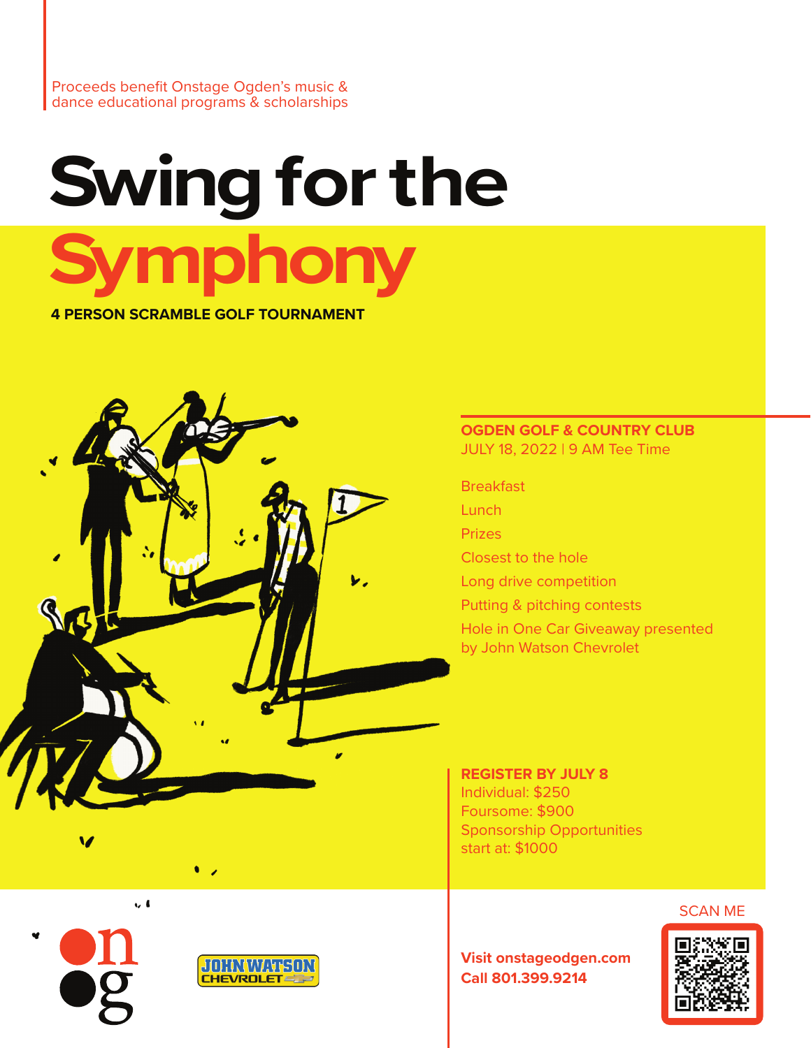Proceeds benefit Onstage Ogden's music & dance educational programs & scholarships

# Swing for the Symphony

**4 PERSON SCRAMBLE GOLF TOURNAMENT**

**OGDEN GOLF & COUNTRY CLUB**
JULY 18, 2022 | 9 AM Tee Time

Breakfast

Lunch

Prizes

Closest to the hole

Long drive competition

Putting & pitching contests

Hole in One Car Giveaway presented by John Watson Chevrolet

**REGISTER BY JULY 8**
Individual: $250
Foursome: $900
Sponsorship Opportunities start at: $1000

**Visit onstageogden.com**
**Call 801.399.9214**

SCAN ME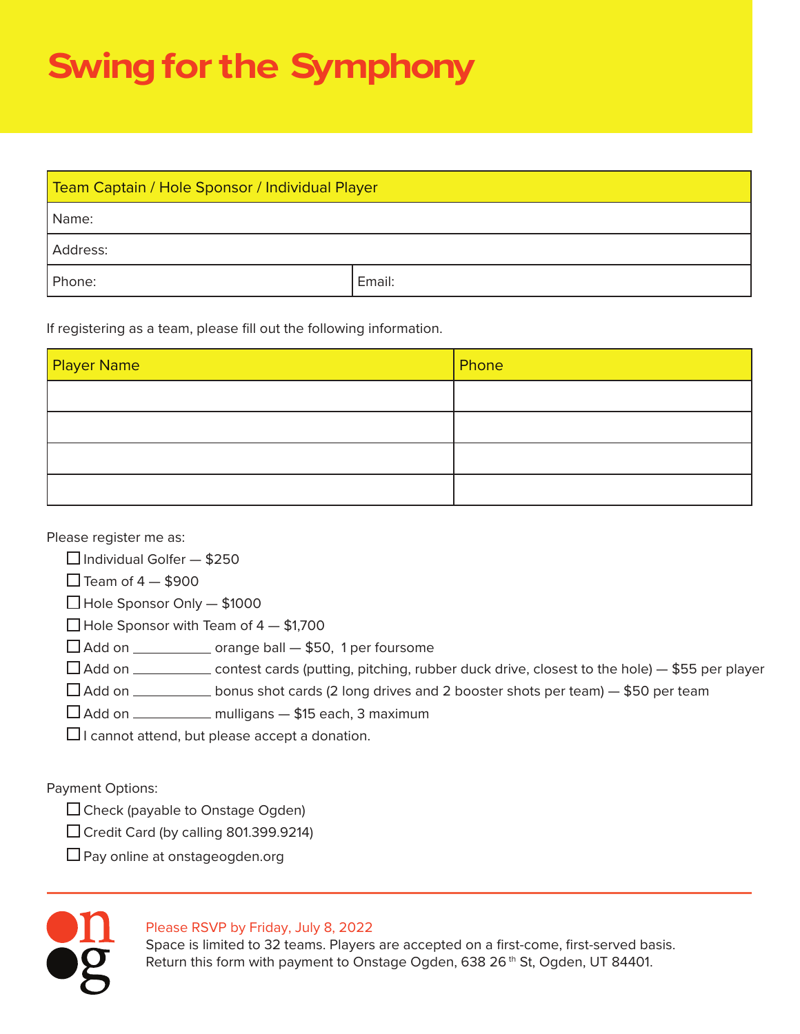# Swing for the Symphony

| Team Captain / Hole Sponsor / Individual Player | |
|---|---|
| Name: | |
| Address: | |
| Phone: | Email: |

If registering as a team, please fill out the following information.

| Player Name | Phone |
|---|---|
| | |
| | |
| | |
| | |

Please register me as:

- ☐ Individual Golfer — $250
- ☐ Team of 4 — $900
- ☐ Hole Sponsor Only — $1000
- ☐ Hole Sponsor with Team of 4 — $1,700
- ☐ Add on __________ orange ball — $50, 1 per foursome
- ☐ Add on __________ contest cards (putting, pitching, rubber duck drive, closest to the hole) — $55 per player
- ☐ Add on __________ bonus shot cards (2 long drives and 2 booster shots per team) — $50 per team
- ☐ Add on __________ mulligans — $15 each, 3 maximum
- ☐ I cannot attend, but please accept a donation.

Payment Options:

- ☐ Check (payable to Onstage Ogden)
- ☐ Credit Card (by calling 801.399.9214)
- ☐ Pay online at onstageogden.org

---

Please RSVP by Friday, July 8, 2022

Space is limited to 32 teams. Players are accepted on a first-come, first-served basis.
Return this form with payment to Onstage Ogden, 638 26th St, Ogden, UT 84401.